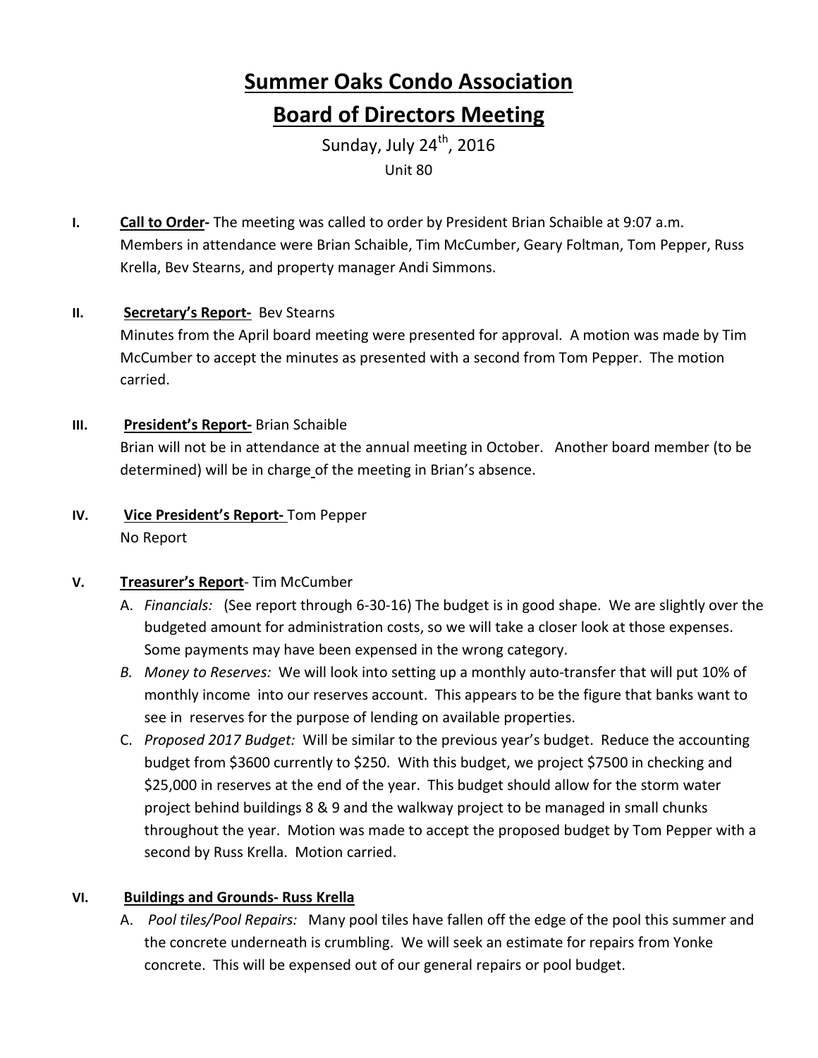# Summer Oaks Condo Association

# Board of Directors Meeting

Sunday, July 24th, 2016

Unit 80

**I. Call to Order-** The meeting was called to order by President Brian Schaible at 9:07 a.m. Members in attendance were Brian Schaible, Tim McCumber, Geary Foltman, Tom Pepper, Russ Krella, Bev Stearns, and property manager Andi Simmons.

**II. Secretary's Report-** Bev Stearns

Minutes from the April board meeting were presented for approval. A motion was made by Tim McCumber to accept the minutes as presented with a second from Tom Pepper. The motion carried.

**III. President's Report-** Brian Schaible

Brian will not be in attendance at the annual meeting in October. Another board member (to be determined) will be in charge of the meeting in Brian's absence.

**IV. Vice President's Report-** Tom Pepper

No Report

**V. Treasurer's Report**- Tim McCumber

A. *Financials:* (See report through 6-30-16) The budget is in good shape. We are slightly over the budgeted amount for administration costs, so we will take a closer look at those expenses. Some payments may have been expensed in the wrong category.

B. *Money to Reserves:* We will look into setting up a monthly auto-transfer that will put 10% of monthly income into our reserves account. This appears to be the figure that banks want to see in reserves for the purpose of lending on available properties.

C. *Proposed 2017 Budget:* Will be similar to the previous year's budget. Reduce the accounting budget from $3600 currently to $250. With this budget, we project $7500 in checking and $25,000 in reserves at the end of the year. This budget should allow for the storm water project behind buildings 8 & 9 and the walkway project to be managed in small chunks throughout the year. Motion was made to accept the proposed budget by Tom Pepper with a second by Russ Krella. Motion carried.

**VI. Buildings and Grounds- Russ Krella**

A. *Pool tiles/Pool Repairs:* Many pool tiles have fallen off the edge of the pool this summer and the concrete underneath is crumbling. We will seek an estimate for repairs from Yonke concrete. This will be expensed out of our general repairs or pool budget.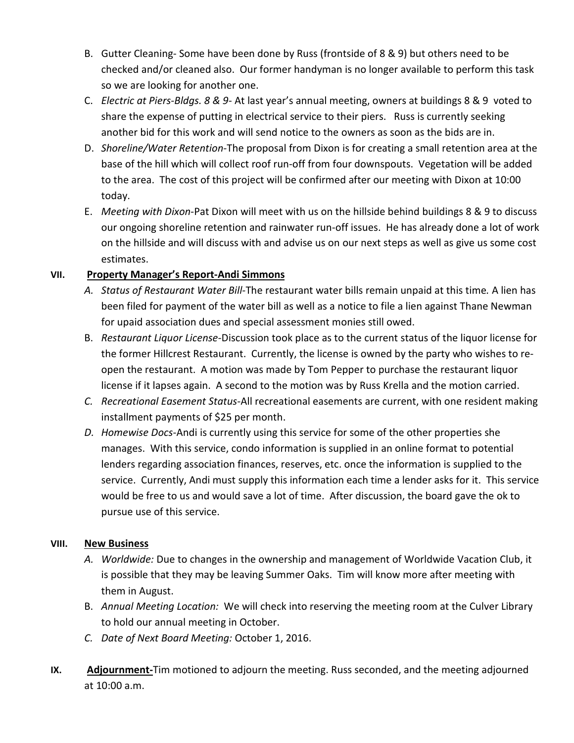B. Gutter Cleaning- Some have been done by Russ (frontside of 8 & 9) but others need to be checked and/or cleaned also. Our former handyman is no longer available to perform this task so we are looking for another one.

C. *Electric at Piers-Bldgs. 8 & 9-* At last year's annual meeting, owners at buildings 8 & 9 voted to share the expense of putting in electrical service to their piers. Russ is currently seeking another bid for this work and will send notice to the owners as soon as the bids are in.

D. *Shoreline/Water Retention-*The proposal from Dixon is for creating a small retention area at the base of the hill which will collect roof run-off from four downspouts. Vegetation will be added to the area. The cost of this project will be confirmed after our meeting with Dixon at 10:00 today.

E. *Meeting with Dixon-*Pat Dixon will meet with us on the hillside behind buildings 8 & 9 to discuss our ongoing shoreline retention and rainwater run-off issues. He has already done a lot of work on the hillside and will discuss with and advise us on our next steps as well as give us some cost estimates.

**VII. <u>Property Manager's Report-Andi Simmons</u>**

*A. Status of Restaurant Water Bill-*The restaurant water bills remain unpaid at this time. A lien has been filed for payment of the water bill as well as a notice to file a lien against Thane Newman for upaid association dues and special assessment monies still owed.

B. *Restaurant Liquor License-*Discussion took place as to the current status of the liquor license for the former Hillcrest Restaurant. Currently, the license is owned by the party who wishes to re-open the restaurant. A motion was made by Tom Pepper to purchase the restaurant liquor license if it lapses again. A second to the motion was by Russ Krella and the motion carried.

*C. Recreational Easement Status-*All recreational easements are current, with one resident making installment payments of $25 per month.

*D. Homewise Docs-*Andi is currently using this service for some of the other properties she manages. With this service, condo information is supplied in an online format to potential lenders regarding association finances, reserves, etc. once the information is supplied to the service. Currently, Andi must supply this information each time a lender asks for it. This service would be free to us and would save a lot of time. After discussion, the board gave the ok to pursue use of this service.

**VIII. <u>New Business</u>**

*A. Worldwide:* Due to changes in the ownership and management of Worldwide Vacation Club, it is possible that they may be leaving Summer Oaks. Tim will know more after meeting with them in August.

B. *Annual Meeting Location:* We will check into reserving the meeting room at the Culver Library to hold our annual meeting in October.

*C. Date of Next Board Meeting:* October 1, 2016.

**IX. <u>Adjournment-</u>**Tim motioned to adjourn the meeting. Russ seconded, and the meeting adjourned at 10:00 a.m.